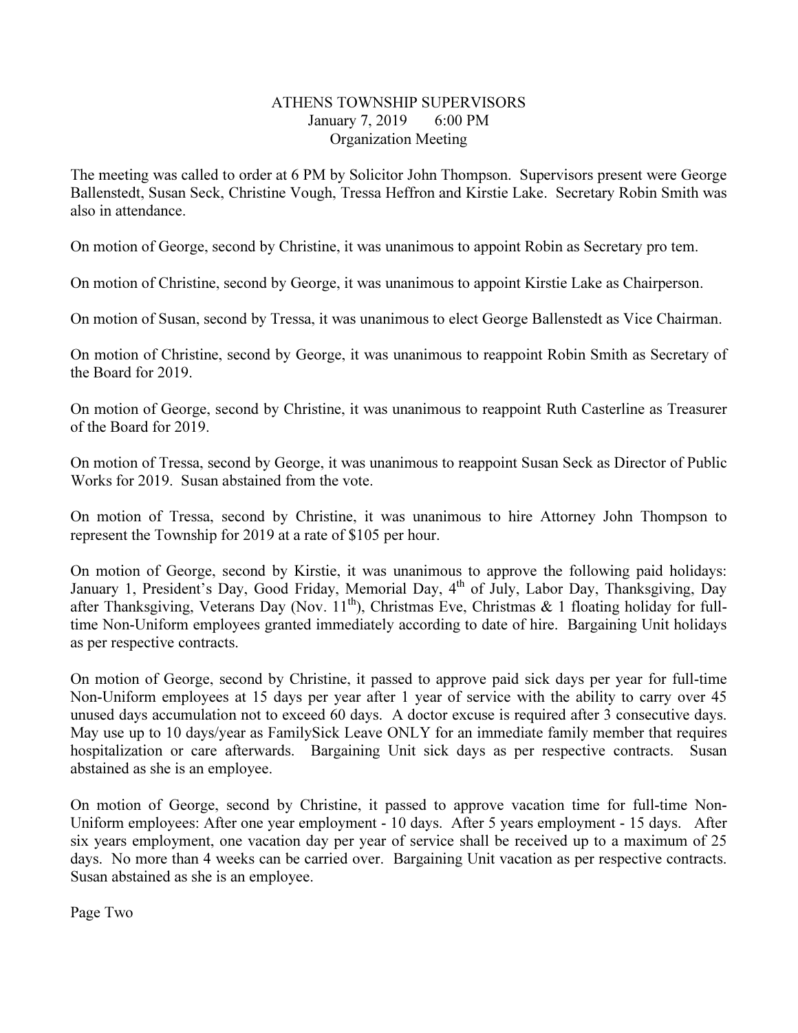# ATHENS TOWNSHIP SUPERVISORS

January 7, 2019 6:00 PM

Organization Meeting

The meeting was called to order at 6 PM by Solicitor John Thompson. Supervisors present were George Ballenstedt, Susan Seck, Christine Vough, Tressa Heffron and Kirstie Lake. Secretary Robin Smith was also in attendance.

On motion of George, second by Christine, it was unanimous to appoint Robin as Secretary pro tem.

On motion of Christine, second by George, it was unanimous to appoint Kirstie Lake as Chairperson.

On motion of Susan, second by Tressa, it was unanimous to elect George Ballenstedt as Vice Chairman.

On motion of Christine, second by George, it was unanimous to reappoint Robin Smith as Secretary of the Board for 2019.

On motion of George, second by Christine, it was unanimous to reappoint Ruth Casterline as Treasurer of the Board for 2019.

On motion of Tressa, second by George, it was unanimous to reappoint Susan Seck as Director of Public Works for 2019. Susan abstained from the vote.

On motion of Tressa, second by Christine, it was unanimous to hire Attorney John Thompson to represent the Township for 2019 at a rate of $105 per hour.

On motion of George, second by Kirstie, it was unanimous to approve the following paid holidays: January 1, President's Day, Good Friday, Memorial Day, 4th of July, Labor Day, Thanksgiving, Day after Thanksgiving, Veterans Day (Nov. 11th), Christmas Eve, Christmas & 1 floating holiday for full-time Non-Uniform employees granted immediately according to date of hire. Bargaining Unit holidays as per respective contracts.

On motion of George, second by Christine, it passed to approve paid sick days per year for full-time Non-Uniform employees at 15 days per year after 1 year of service with the ability to carry over 45 unused days accumulation not to exceed 60 days. A doctor excuse is required after 3 consecutive days. May use up to 10 days/year as FamilySick Leave ONLY for an immediate family member that requires hospitalization or care afterwards. Bargaining Unit sick days as per respective contracts. Susan abstained as she is an employee.

On motion of George, second by Christine, it passed to approve vacation time for full-time Non-Uniform employees: After one year employment - 10 days. After 5 years employment - 15 days. After six years employment, one vacation day per year of service shall be received up to a maximum of 25 days. No more than 4 weeks can be carried over. Bargaining Unit vacation as per respective contracts. Susan abstained as she is an employee.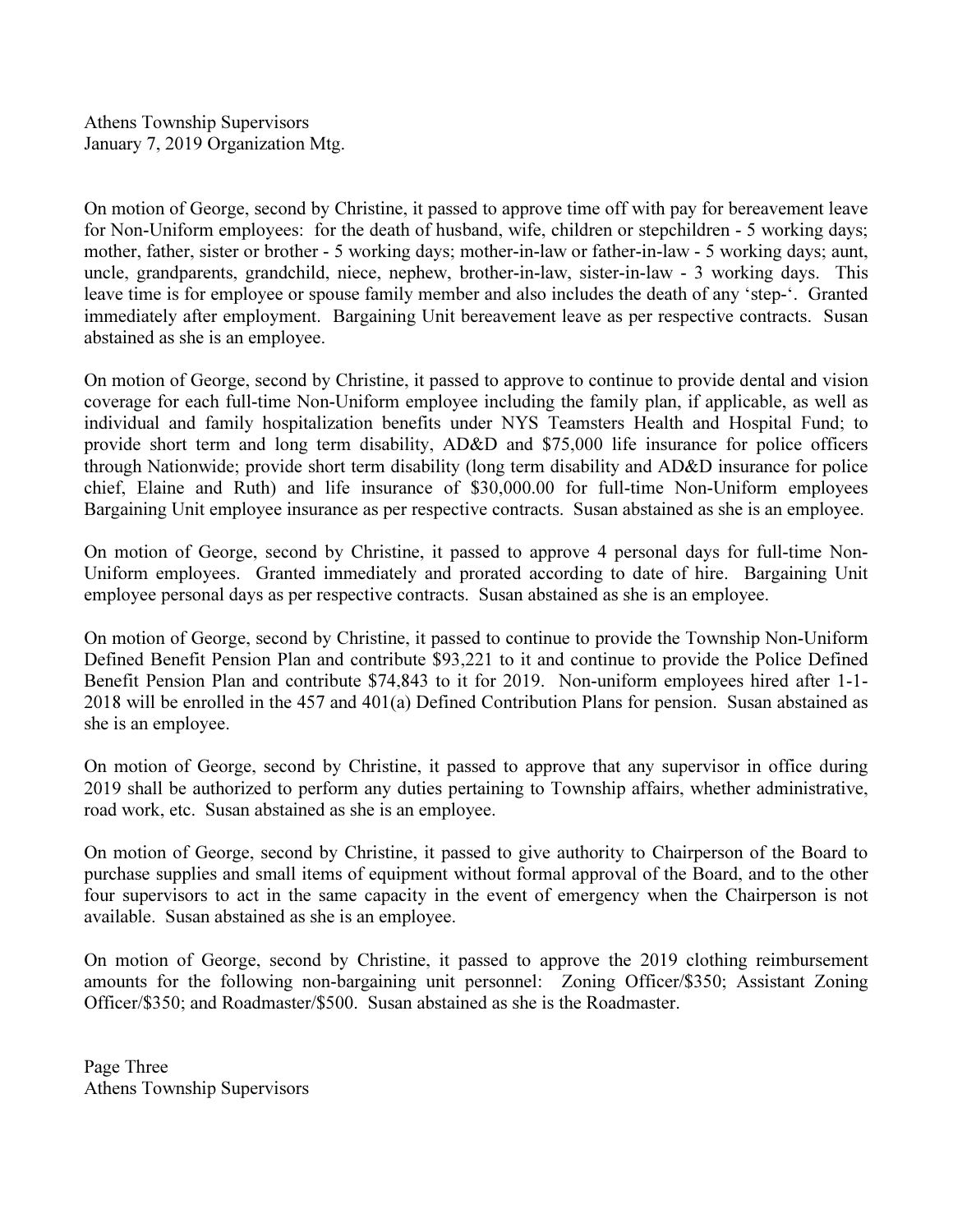On motion of George, second by Christine, it passed to approve time off with pay for bereavement leave for Non-Uniform employees: for the death of husband, wife, children or stepchildren - 5 working days; mother, father, sister or brother - 5 working days; mother-in-law or father-in-law - 5 working days; aunt, uncle, grandparents, grandchild, niece, nephew, brother-in-law, sister-in-law - 3 working days. This leave time is for employee or spouse family member and also includes the death of any 'step-'. Granted immediately after employment. Bargaining Unit bereavement leave as per respective contracts. Susan abstained as she is an employee.

On motion of George, second by Christine, it passed to approve to continue to provide dental and vision coverage for each full-time Non-Uniform employee including the family plan, if applicable, as well as individual and family hospitalization benefits under NYS Teamsters Health and Hospital Fund; to provide short term and long term disability, AD&D and $75,000 life insurance for police officers through Nationwide; provide short term disability (long term disability and AD&D insurance for police chief, Elaine and Ruth) and life insurance of $30,000.00 for full-time Non-Uniform employees Bargaining Unit employee insurance as per respective contracts. Susan abstained as she is an employee.

On motion of George, second by Christine, it passed to approve 4 personal days for full-time Non-Uniform employees. Granted immediately and prorated according to date of hire. Bargaining Unit employee personal days as per respective contracts. Susan abstained as she is an employee.

On motion of George, second by Christine, it passed to continue to provide the Township Non-Uniform Defined Benefit Pension Plan and contribute $93,221 to it and continue to provide the Police Defined Benefit Pension Plan and contribute $74,843 to it for 2019. Non-uniform employees hired after 1-1-2018 will be enrolled in the 457 and 401(a) Defined Contribution Plans for pension. Susan abstained as she is an employee.

On motion of George, second by Christine, it passed to approve that any supervisor in office during 2019 shall be authorized to perform any duties pertaining to Township affairs, whether administrative, road work, etc. Susan abstained as she is an employee.

On motion of George, second by Christine, it passed to give authority to Chairperson of the Board to purchase supplies and small items of equipment without formal approval of the Board, and to the other four supervisors to act in the same capacity in the event of emergency when the Chairperson is not available. Susan abstained as she is an employee.

On motion of George, second by Christine, it passed to approve the 2019 clothing reimbursement amounts for the following non-bargaining unit personnel: Zoning Officer/$350; Assistant Zoning Officer/$350; and Roadmaster/$500. Susan abstained as she is the Roadmaster.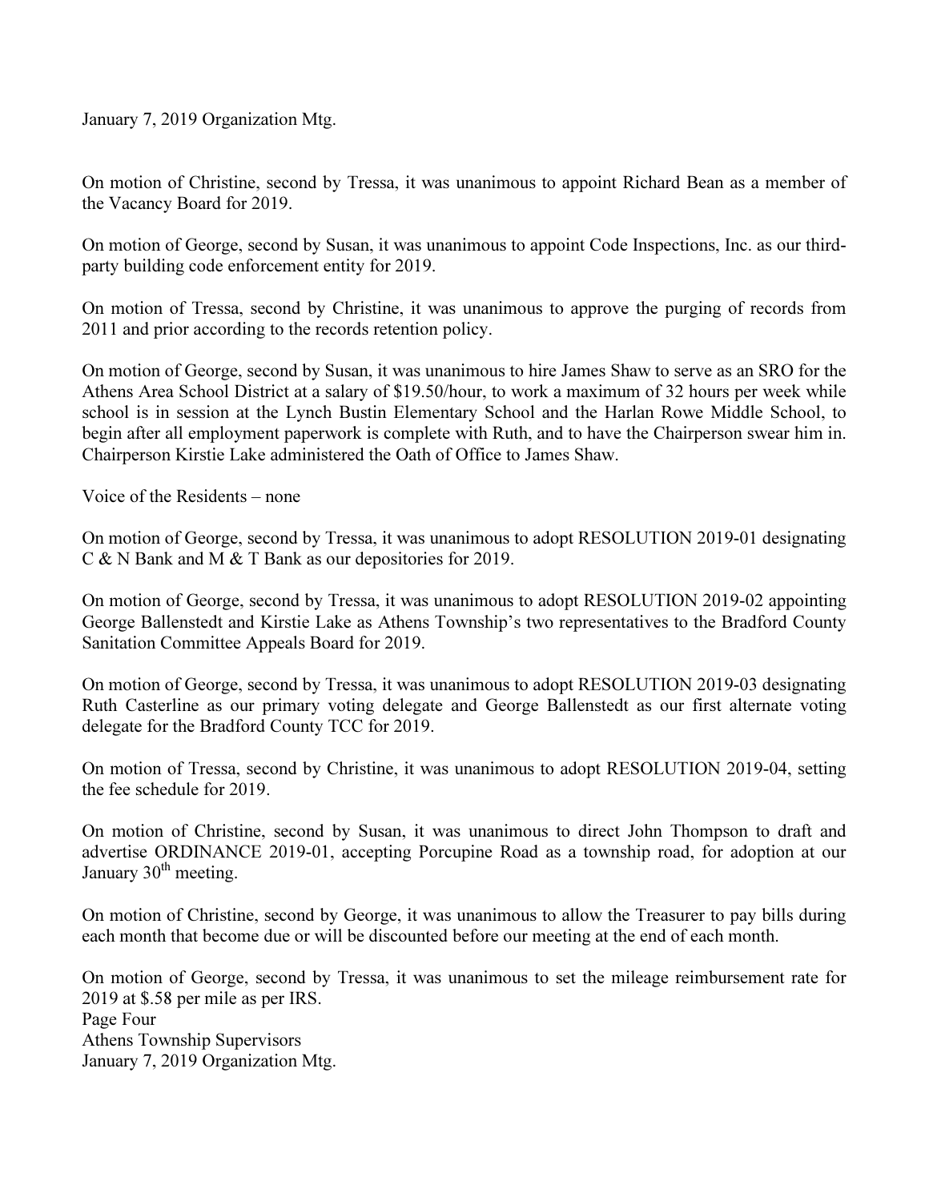On motion of Christine, second by Tressa, it was unanimous to appoint Richard Bean as a member of the Vacancy Board for 2019.

On motion of George, second by Susan, it was unanimous to appoint Code Inspections, Inc. as our third-party building code enforcement entity for 2019.

On motion of Tressa, second by Christine, it was unanimous to approve the purging of records from 2011 and prior according to the records retention policy.

On motion of George, second by Susan, it was unanimous to hire James Shaw to serve as an SRO for the Athens Area School District at a salary of $19.50/hour, to work a maximum of 32 hours per week while school is in session at the Lynch Bustin Elementary School and the Harlan Rowe Middle School, to begin after all employment paperwork is complete with Ruth, and to have the Chairperson swear him in. Chairperson Kirstie Lake administered the Oath of Office to James Shaw.

Voice of the Residents – none

On motion of George, second by Tressa, it was unanimous to adopt RESOLUTION 2019-01 designating C & N Bank and M & T Bank as our depositories for 2019.

On motion of George, second by Tressa, it was unanimous to adopt RESOLUTION 2019-02 appointing George Ballenstedt and Kirstie Lake as Athens Township's two representatives to the Bradford County Sanitation Committee Appeals Board for 2019.

On motion of George, second by Tressa, it was unanimous to adopt RESOLUTION 2019-03 designating Ruth Casterline as our primary voting delegate and George Ballenstedt as our first alternate voting delegate for the Bradford County TCC for 2019.

On motion of Tressa, second by Christine, it was unanimous to adopt RESOLUTION 2019-04, setting the fee schedule for 2019.

On motion of Christine, second by Susan, it was unanimous to direct John Thompson to draft and advertise ORDINANCE 2019-01, accepting Porcupine Road as a township road, for adoption at our January 30th meeting.

On motion of Christine, second by George, it was unanimous to allow the Treasurer to pay bills during each month that become due or will be discounted before our meeting at the end of each month.

On motion of George, second by Tressa, it was unanimous to set the mileage reimbursement rate for 2019 at $.58 per mile as per IRS.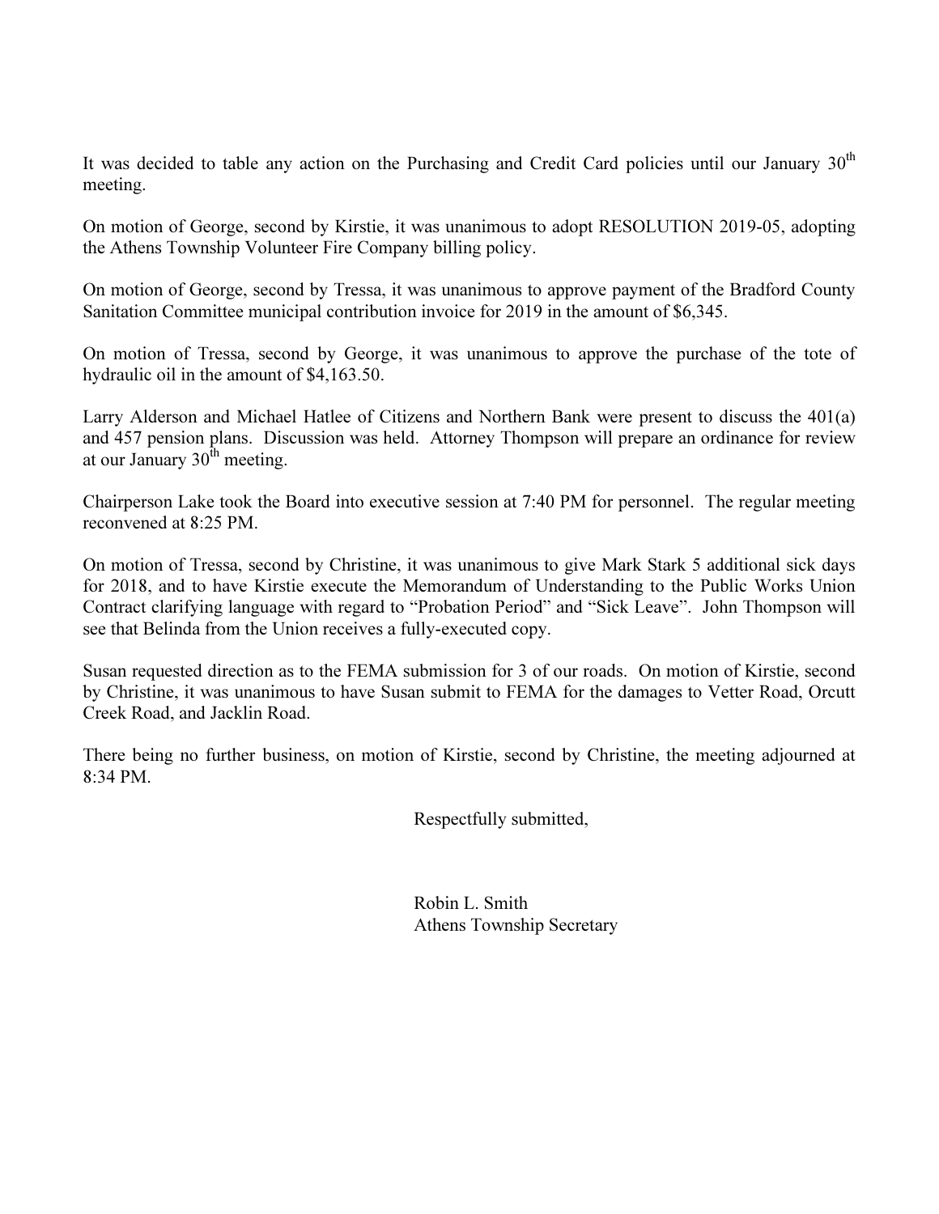It was decided to table any action on the Purchasing and Credit Card policies until our January 30th meeting.

On motion of George, second by Kirstie, it was unanimous to adopt RESOLUTION 2019-05, adopting the Athens Township Volunteer Fire Company billing policy.

On motion of George, second by Tressa, it was unanimous to approve payment of the Bradford County Sanitation Committee municipal contribution invoice for 2019 in the amount of $6,345.

On motion of Tressa, second by George, it was unanimous to approve the purchase of the tote of hydraulic oil in the amount of $4,163.50.

Larry Alderson and Michael Hatlee of Citizens and Northern Bank were present to discuss the 401(a) and 457 pension plans. Discussion was held. Attorney Thompson will prepare an ordinance for review at our January 30th meeting.

Chairperson Lake took the Board into executive session at 7:40 PM for personnel. The regular meeting reconvened at 8:25 PM.

On motion of Tressa, second by Christine, it was unanimous to give Mark Stark 5 additional sick days for 2018, and to have Kirstie execute the Memorandum of Understanding to the Public Works Union Contract clarifying language with regard to "Probation Period" and "Sick Leave". John Thompson will see that Belinda from the Union receives a fully-executed copy.

Susan requested direction as to the FEMA submission for 3 of our roads. On motion of Kirstie, second by Christine, it was unanimous to have Susan submit to FEMA for the damages to Vetter Road, Orcutt Creek Road, and Jacklin Road.

There being no further business, on motion of Kirstie, second by Christine, the meeting adjourned at 8:34 PM.

Respectfully submitted,

Robin L. Smith
Athens Township Secretary